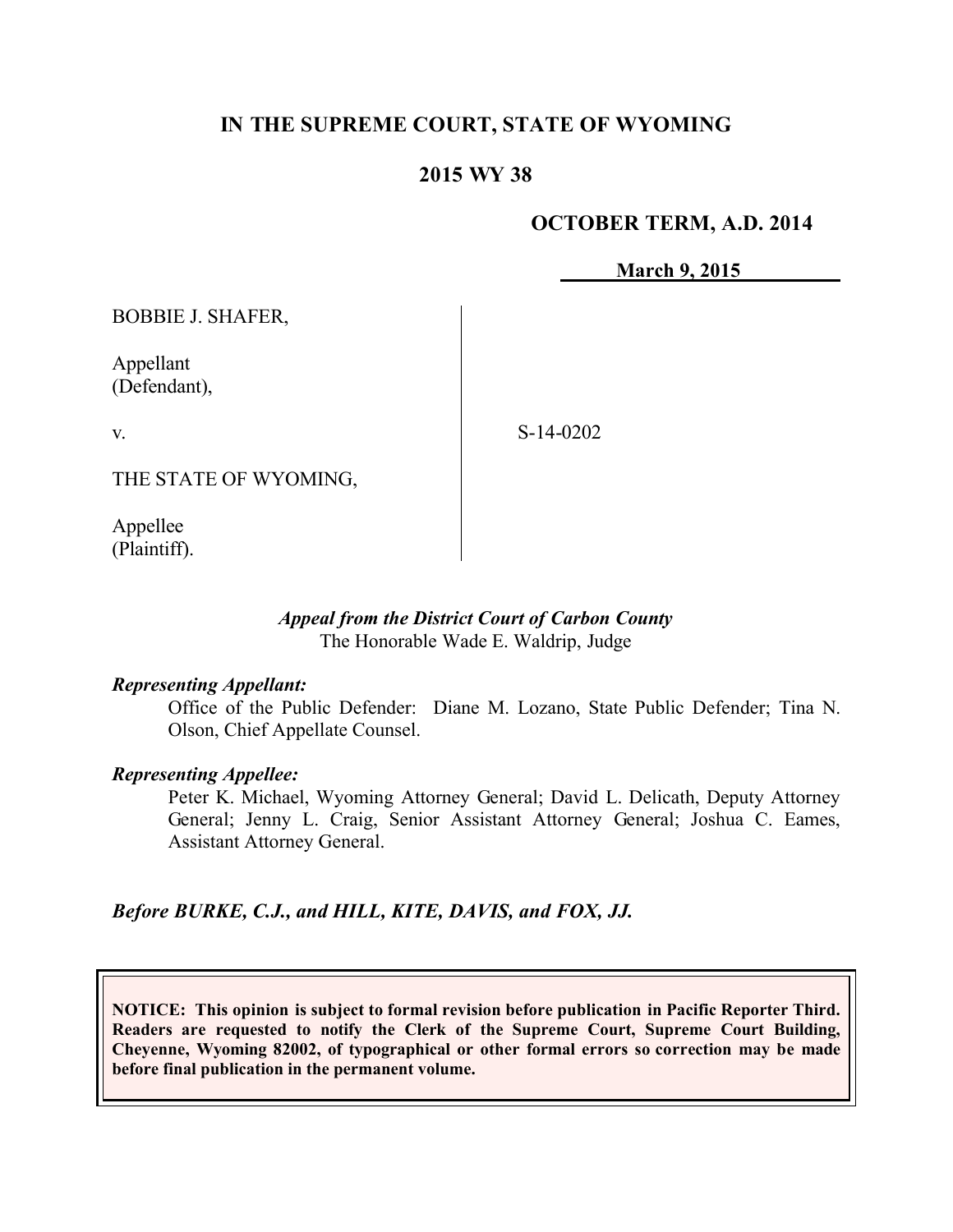# IN THE SUPREME COURT, STATE OF WYOMING

## 2015 WY 38

**OCTOBER TERM, A.D. 2014**

**March 9, 2015**

| | |
|---|---|
| BOBBIE J. SHAFER,<br><br>Appellant<br>(Defendant),<br><br>v.<br><br>THE STATE OF WYOMING,<br><br>Appellee<br>(Plaintiff). | S-14-0202 |

*Appeal from the District Court of Carbon County*
The Honorable Wade E. Waldrip, Judge

***Representing Appellant:***

Office of the Public Defender: Diane M. Lozano, State Public Defender; Tina N. Olson, Chief Appellate Counsel.

***Representing Appellee:***

Peter K. Michael, Wyoming Attorney General; David L. Delicath, Deputy Attorney General; Jenny L. Craig, Senior Assistant Attorney General; Joshua C. Eames, Assistant Attorney General.

***Before BURKE, C.J., and HILL, KITE, DAVIS, and FOX, JJ.***

**NOTICE: This opinion is subject to formal revision before publication in Pacific Reporter Third. Readers are requested to notify the Clerk of the Supreme Court, Supreme Court Building, Cheyenne, Wyoming 82002, of typographical or other formal errors so correction may be made before final publication in the permanent volume.**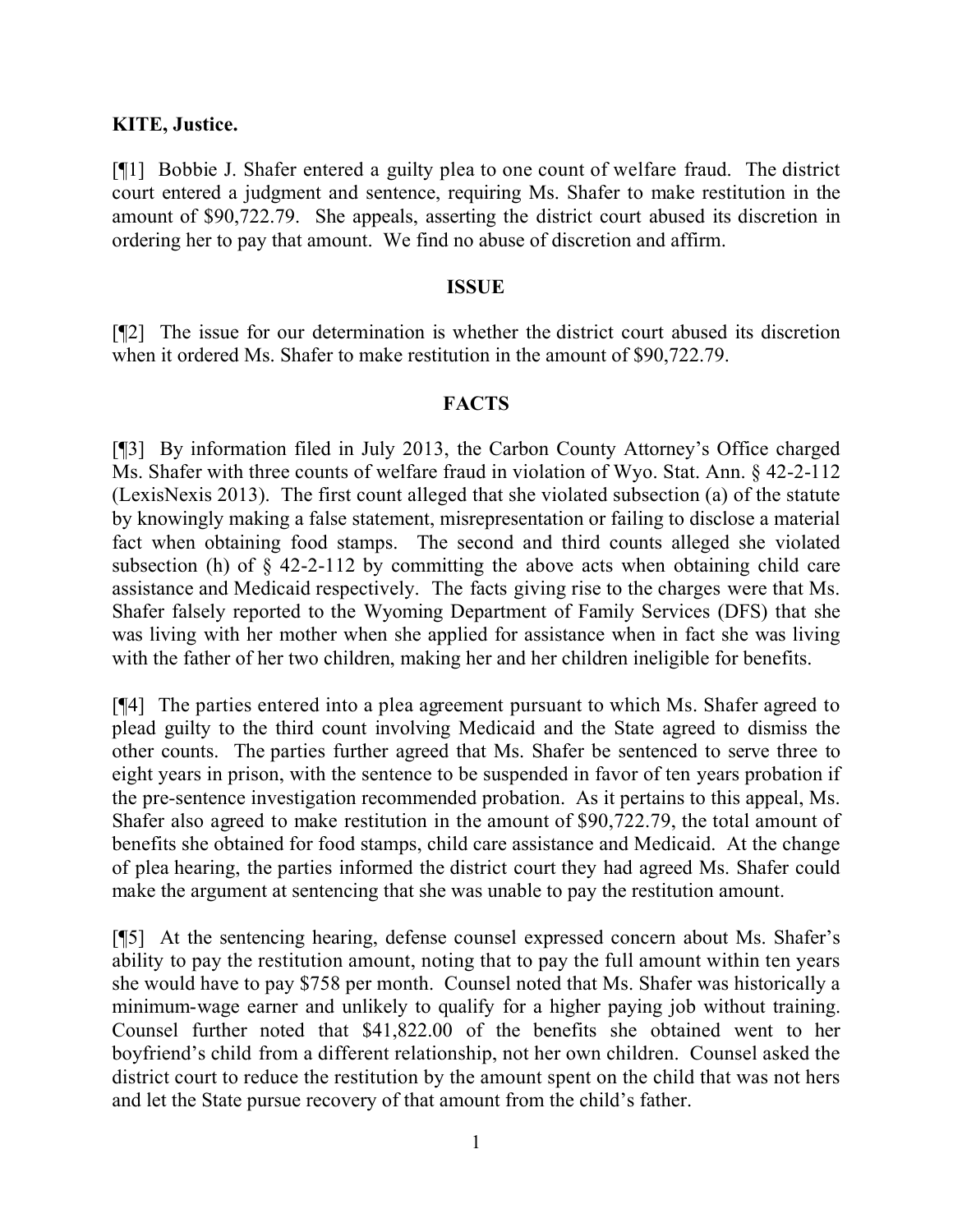**KITE, Justice.**

[¶1] Bobbie J. Shafer entered a guilty plea to one count of welfare fraud. The district court entered a judgment and sentence, requiring Ms. Shafer to make restitution in the amount of $90,722.79. She appeals, asserting the district court abused its discretion in ordering her to pay that amount. We find no abuse of discretion and affirm.

**ISSUE**

[¶2] The issue for our determination is whether the district court abused its discretion when it ordered Ms. Shafer to make restitution in the amount of $90,722.79.

**FACTS**

[¶3] By information filed in July 2013, the Carbon County Attorney's Office charged Ms. Shafer with three counts of welfare fraud in violation of Wyo. Stat. Ann. § 42-2-112 (LexisNexis 2013). The first count alleged that she violated subsection (a) of the statute by knowingly making a false statement, misrepresentation or failing to disclose a material fact when obtaining food stamps. The second and third counts alleged she violated subsection (h) of § 42-2-112 by committing the above acts when obtaining child care assistance and Medicaid respectively. The facts giving rise to the charges were that Ms. Shafer falsely reported to the Wyoming Department of Family Services (DFS) that she was living with her mother when she applied for assistance when in fact she was living with the father of her two children, making her and her children ineligible for benefits.

[¶4] The parties entered into a plea agreement pursuant to which Ms. Shafer agreed to plead guilty to the third count involving Medicaid and the State agreed to dismiss the other counts. The parties further agreed that Ms. Shafer be sentenced to serve three to eight years in prison, with the sentence to be suspended in favor of ten years probation if the pre-sentence investigation recommended probation. As it pertains to this appeal, Ms. Shafer also agreed to make restitution in the amount of $90,722.79, the total amount of benefits she obtained for food stamps, child care assistance and Medicaid. At the change of plea hearing, the parties informed the district court they had agreed Ms. Shafer could make the argument at sentencing that she was unable to pay the restitution amount.

[¶5] At the sentencing hearing, defense counsel expressed concern about Ms. Shafer's ability to pay the restitution amount, noting that to pay the full amount within ten years she would have to pay $758 per month. Counsel noted that Ms. Shafer was historically a minimum-wage earner and unlikely to qualify for a higher paying job without training. Counsel further noted that $41,822.00 of the benefits she obtained went to her boyfriend's child from a different relationship, not her own children. Counsel asked the district court to reduce the restitution by the amount spent on the child that was not hers and let the State pursue recovery of that amount from the child's father.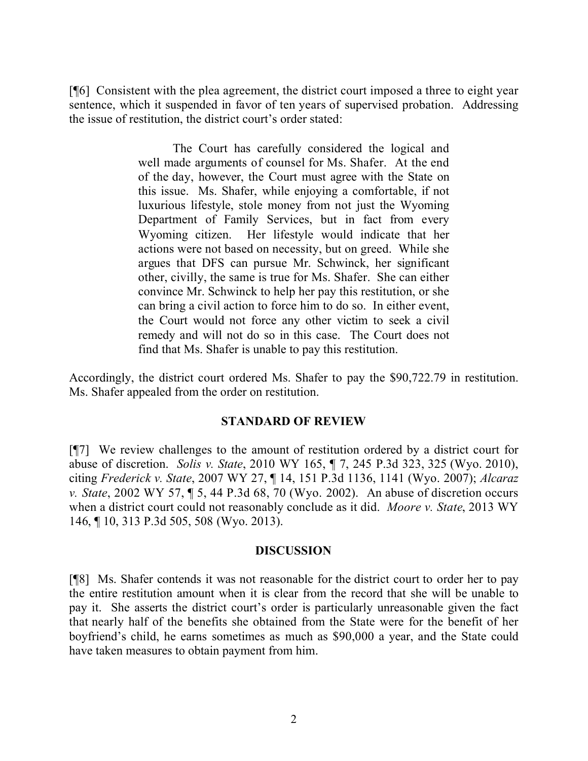[¶6] Consistent with the plea agreement, the district court imposed a three to eight year sentence, which it suspended in favor of ten years of supervised probation. Addressing the issue of restitution, the district court's order stated:

> The Court has carefully considered the logical and well made arguments of counsel for Ms. Shafer. At the end of the day, however, the Court must agree with the State on this issue. Ms. Shafer, while enjoying a comfortable, if not luxurious lifestyle, stole money from not just the Wyoming Department of Family Services, but in fact from every Wyoming citizen. Her lifestyle would indicate that her actions were not based on necessity, but on greed. While she argues that DFS can pursue Mr. Schwinck, her significant other, civilly, the same is true for Ms. Shafer. She can either convince Mr. Schwinck to help her pay this restitution, or she can bring a civil action to force him to do so. In either event, the Court would not force any other victim to seek a civil remedy and will not do so in this case. The Court does not find that Ms. Shafer is unable to pay this restitution.

Accordingly, the district court ordered Ms. Shafer to pay the $90,722.79 in restitution. Ms. Shafer appealed from the order on restitution.

## STANDARD OF REVIEW

[¶7] We review challenges to the amount of restitution ordered by a district court for abuse of discretion. *Solis v. State*, 2010 WY 165, ¶ 7, 245 P.3d 323, 325 (Wyo. 2010), citing *Frederick v. State*, 2007 WY 27, ¶ 14, 151 P.3d 1136, 1141 (Wyo. 2007); *Alcaraz v. State*, 2002 WY 57, ¶ 5, 44 P.3d 68, 70 (Wyo. 2002). An abuse of discretion occurs when a district court could not reasonably conclude as it did. *Moore v. State*, 2013 WY 146, ¶ 10, 313 P.3d 505, 508 (Wyo. 2013).

## DISCUSSION

[¶8] Ms. Shafer contends it was not reasonable for the district court to order her to pay the entire restitution amount when it is clear from the record that she will be unable to pay it. She asserts the district court's order is particularly unreasonable given the fact that nearly half of the benefits she obtained from the State were for the benefit of her boyfriend's child, he earns sometimes as much as $90,000 a year, and the State could have taken measures to obtain payment from him.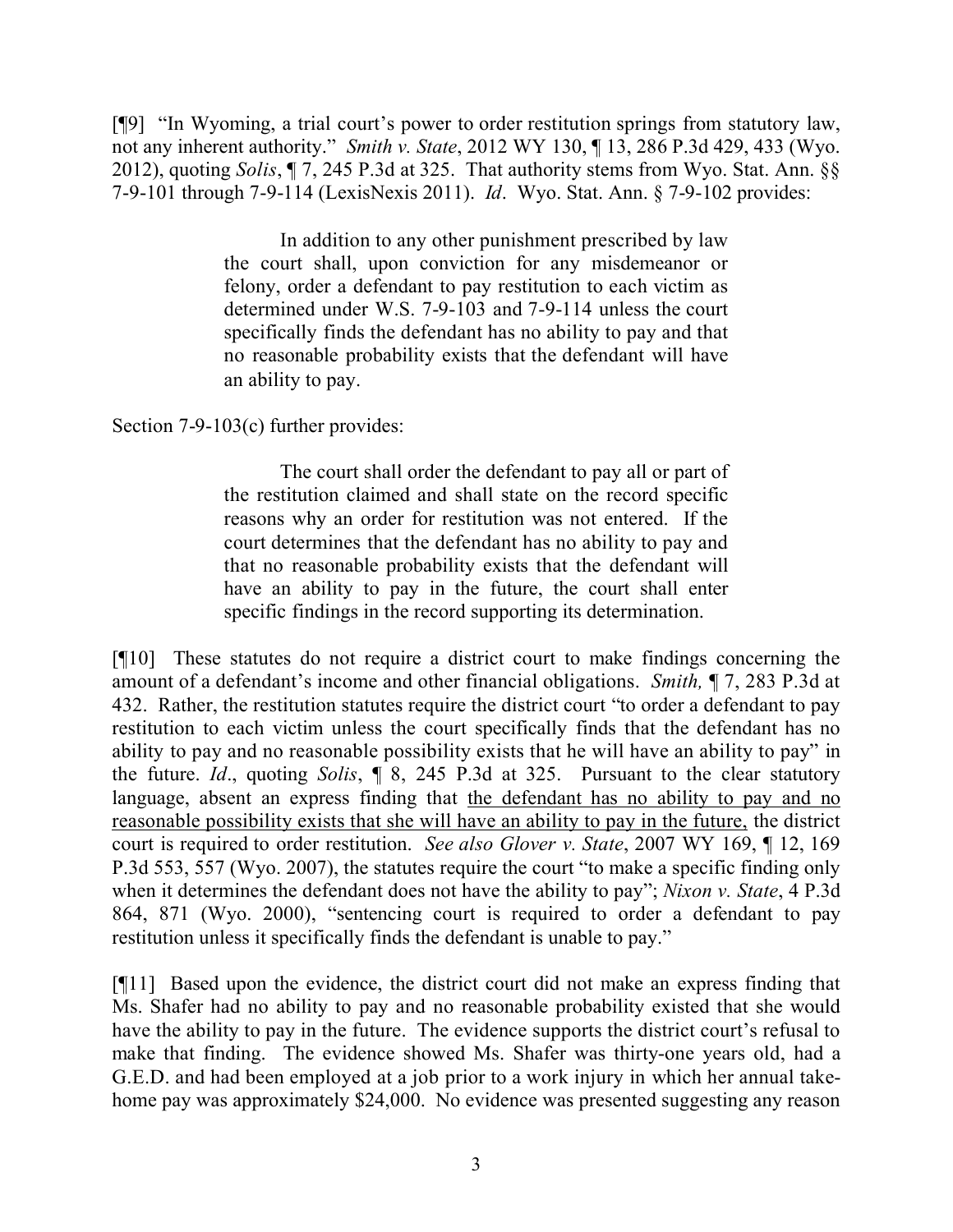[¶9] "In Wyoming, a trial court's power to order restitution springs from statutory law, not any inherent authority." *Smith v. State*, 2012 WY 130, ¶ 13, 286 P.3d 429, 433 (Wyo. 2012), quoting *Solis*, ¶ 7, 245 P.3d at 325. That authority stems from Wyo. Stat. Ann. §§ 7-9-101 through 7-9-114 (LexisNexis 2011). *Id*. Wyo. Stat. Ann. § 7-9-102 provides:

> In addition to any other punishment prescribed by law the court shall, upon conviction for any misdemeanor or felony, order a defendant to pay restitution to each victim as determined under W.S. 7-9-103 and 7-9-114 unless the court specifically finds the defendant has no ability to pay and that no reasonable probability exists that the defendant will have an ability to pay.

Section 7-9-103(c) further provides:

> The court shall order the defendant to pay all or part of the restitution claimed and shall state on the record specific reasons why an order for restitution was not entered. If the court determines that the defendant has no ability to pay and that no reasonable probability exists that the defendant will have an ability to pay in the future, the court shall enter specific findings in the record supporting its determination.

[¶10] These statutes do not require a district court to make findings concerning the amount of a defendant's income and other financial obligations. *Smith,* ¶ 7, 283 P.3d at 432. Rather, the restitution statutes require the district court "to order a defendant to pay restitution to each victim unless the court specifically finds that the defendant has no ability to pay and no reasonable possibility exists that he will have an ability to pay" in the future. *Id*., quoting *Solis*, ¶ 8, 245 P.3d at 325. Pursuant to the clear statutory language, absent an express finding that <u>the defendant has no ability to pay and no reasonable possibility exists that she will have an ability to pay in the future,</u> the district court is required to order restitution. *See also Glover v. State*, 2007 WY 169, ¶ 12, 169 P.3d 553, 557 (Wyo. 2007), the statutes require the court "to make a specific finding only when it determines the defendant does not have the ability to pay"; *Nixon v. State*, 4 P.3d 864, 871 (Wyo. 2000), "sentencing court is required to order a defendant to pay restitution unless it specifically finds the defendant is unable to pay."

[¶11] Based upon the evidence, the district court did not make an express finding that Ms. Shafer had no ability to pay and no reasonable probability existed that she would have the ability to pay in the future. The evidence supports the district court's refusal to make that finding. The evidence showed Ms. Shafer was thirty-one years old, had a G.E.D. and had been employed at a job prior to a work injury in which her annual take-home pay was approximately $24,000. No evidence was presented suggesting any reason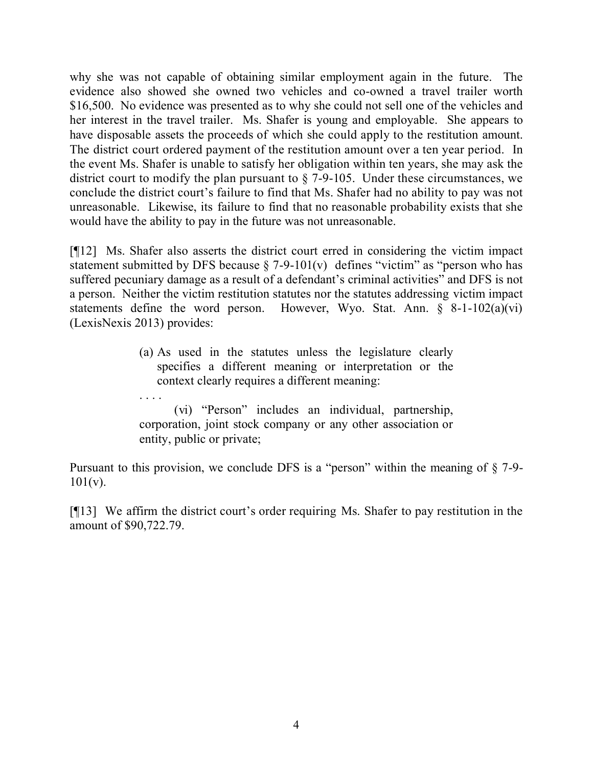why she was not capable of obtaining similar employment again in the future. The evidence also showed she owned two vehicles and co-owned a travel trailer worth $16,500. No evidence was presented as to why she could not sell one of the vehicles and her interest in the travel trailer. Ms. Shafer is young and employable. She appears to have disposable assets the proceeds of which she could apply to the restitution amount. The district court ordered payment of the restitution amount over a ten year period. In the event Ms. Shafer is unable to satisfy her obligation within ten years, she may ask the district court to modify the plan pursuant to § 7-9-105. Under these circumstances, we conclude the district court's failure to find that Ms. Shafer had no ability to pay was not unreasonable. Likewise, its failure to find that no reasonable probability exists that she would have the ability to pay in the future was not unreasonable.

[¶12] Ms. Shafer also asserts the district court erred in considering the victim impact statement submitted by DFS because § 7-9-101(v) defines "victim" as "person who has suffered pecuniary damage as a result of a defendant's criminal activities" and DFS is not a person. Neither the victim restitution statutes nor the statutes addressing victim impact statements define the word person. However, Wyo. Stat. Ann. § 8-1-102(a)(vi) (LexisNexis 2013) provides:

> (a) As used in the statutes unless the legislature clearly specifies a different meaning or interpretation or the context clearly requires a different meaning:
>
> . . . .
>
> (vi) "Person" includes an individual, partnership, corporation, joint stock company or any other association or entity, public or private;

Pursuant to this provision, we conclude DFS is a "person" within the meaning of § 7-9-101(v).

[¶13] We affirm the district court's order requiring Ms. Shafer to pay restitution in the amount of $90,722.79.